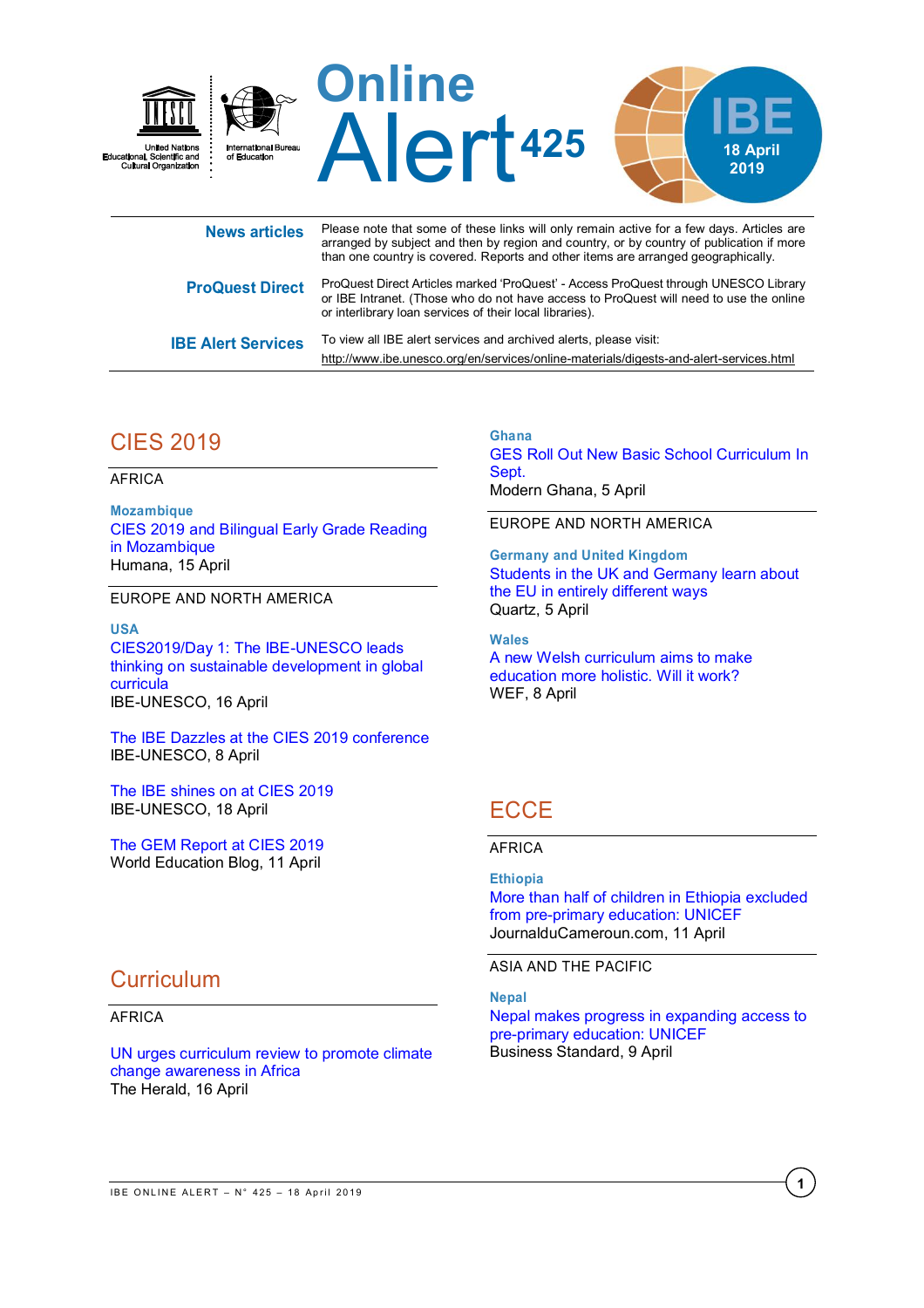# Online Alert 425

IBE 18 April 2019

United Nations Educational, Scientific and Cultural Organization | International Bureau of Education

**News articles** — Please note that some of these links will only remain active for a few days. Articles are arranged by subject and then by region and country, or by country of publication if more than one country is covered. Reports and other items are arranged geographically.

**ProQuest Direct** — ProQuest Direct Articles marked 'ProQuest' - Access ProQuest through UNESCO Library or IBE Intranet. (Those who do not have access to ProQuest will need to use the online or interlibrary loan services of their local libraries).

**IBE Alert Services** — To view all IBE alert services and archived alerts, please visit:
http://www.ibe.unesco.org/en/services/online-materials/digests-and-alert-services.html

## CIES 2019

### AFRICA

**Mozambique**

CIES 2019 and Bilingual Early Grade Reading in Mozambique
Humana, 15 April

### EUROPE AND NORTH AMERICA

**USA**

CIES2019/Day 1: The IBE-UNESCO leads thinking on sustainable development in global curricula
IBE-UNESCO, 16 April

The IBE Dazzles at the CIES 2019 conference
IBE-UNESCO, 8 April

The IBE shines on at CIES 2019
IBE-UNESCO, 18 April

The GEM Report at CIES 2019
World Education Blog, 11 April

## Curriculum

### AFRICA

UN urges curriculum review to promote climate change awareness in Africa
The Herald, 16 April

**Ghana**

GES Roll Out New Basic School Curriculum In Sept.
Modern Ghana, 5 April

### EUROPE AND NORTH AMERICA

**Germany and United Kingdom**

Students in the UK and Germany learn about the EU in entirely different ways
Quartz, 5 April

**Wales**

A new Welsh curriculum aims to make education more holistic. Will it work?
WEF, 8 April

## ECCE

### AFRICA

**Ethiopia**

More than half of children in Ethiopia excluded from pre-primary education: UNICEF
JournalduCameroun.com, 11 April

### ASIA AND THE PACIFIC

**Nepal**

Nepal makes progress in expanding access to pre-primary education: UNICEF
Business Standard, 9 April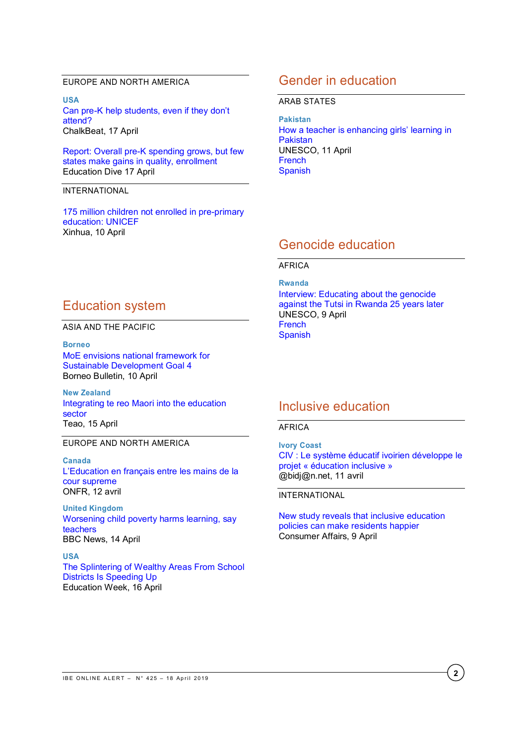EUROPE AND NORTH AMERICA

**USA**

Can pre-K help students, even if they don't attend?
ChalkBeat, 17 April

Report: Overall pre-K spending grows, but few states make gains in quality, enrollment
Education Dive 17 April

INTERNATIONAL

175 million children not enrolled in pre-primary education: UNICEF
Xinhua, 10 April

## Education system

ASIA AND THE PACIFIC

**Borneo**

MoE envisions national framework for Sustainable Development Goal 4
Borneo Bulletin, 10 April

**New Zealand**

Integrating te reo Maori into the education sector
Teao, 15 April

EUROPE AND NORTH AMERICA

**Canada**

L'Education en français entre les mains de la cour supreme
ONFR, 12 avril

**United Kingdom**

Worsening child poverty harms learning, say teachers
BBC News, 14 April

**USA**

The Splintering of Wealthy Areas From School Districts Is Speeding Up
Education Week, 16 April

## Gender in education

ARAB STATES

**Pakistan**

How a teacher is enhancing girls' learning in Pakistan
UNESCO, 11 April
French
Spanish

## Genocide education

AFRICA

**Rwanda**

Interview: Educating about the genocide against the Tutsi in Rwanda 25 years later
UNESCO, 9 April
French
Spanish

## Inclusive education

AFRICA

**Ivory Coast**

CIV : Le système éducatif ivoirien développe le projet « éducation inclusive »
@bidj@n.net, 11 avril

INTERNATIONAL

New study reveals that inclusive education policies can make residents happier
Consumer Affairs, 9 April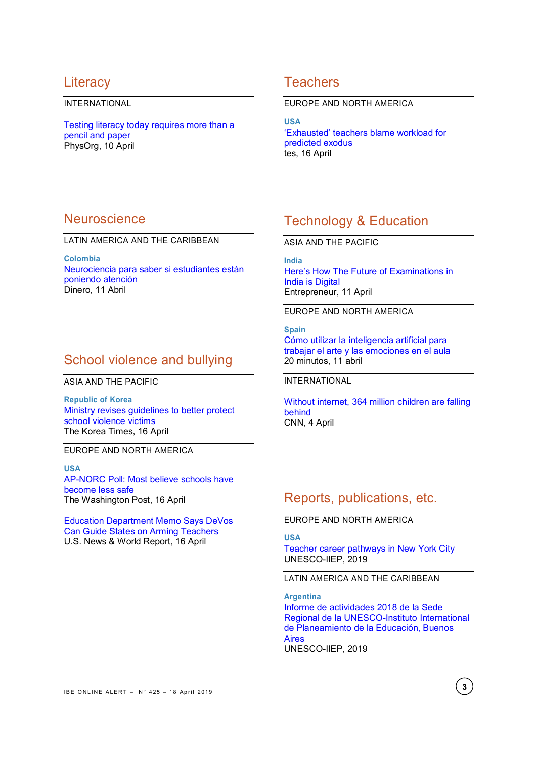## Literacy

INTERNATIONAL

Testing literacy today requires more than a pencil and paper
PhysOrg, 10 April

## Neuroscience

LATIN AMERICA AND THE CARIBBEAN

**Colombia**
Neurociencia para saber si estudiantes están poniendo atención
Dinero, 11 Abril

## School violence and bullying

ASIA AND THE PACIFIC

**Republic of Korea**
Ministry revises guidelines to better protect school violence victims
The Korea Times, 16 April

EUROPE AND NORTH AMERICA

**USA**
AP-NORC Poll: Most believe schools have become less safe
The Washington Post, 16 April

Education Department Memo Says DeVos Can Guide States on Arming Teachers
U.S. News & World Report, 16 April

## Teachers

EUROPE AND NORTH AMERICA

**USA**
'Exhausted' teachers blame workload for predicted exodus
tes, 16 April

## Technology & Education

ASIA AND THE PACIFIC

**India**
Here's How The Future of Examinations in India is Digital
Entrepreneur, 11 April

EUROPE AND NORTH AMERICA

**Spain**
Cómo utilizar la inteligencia artificial para trabajar el arte y las emociones en el aula
20 minutos, 11 abril

INTERNATIONAL

Without internet, 364 million children are falling behind
CNN, 4 April

## Reports, publications, etc.

EUROPE AND NORTH AMERICA

**USA**
Teacher career pathways in New York City
UNESCO-IIEP, 2019

LATIN AMERICA AND THE CARIBBEAN

**Argentina**
Informe de actividades 2018 de la Sede Regional de la UNESCO-Instituto International de Planeamiento de la Educación, Buenos Aires
UNESCO-IIEP, 2019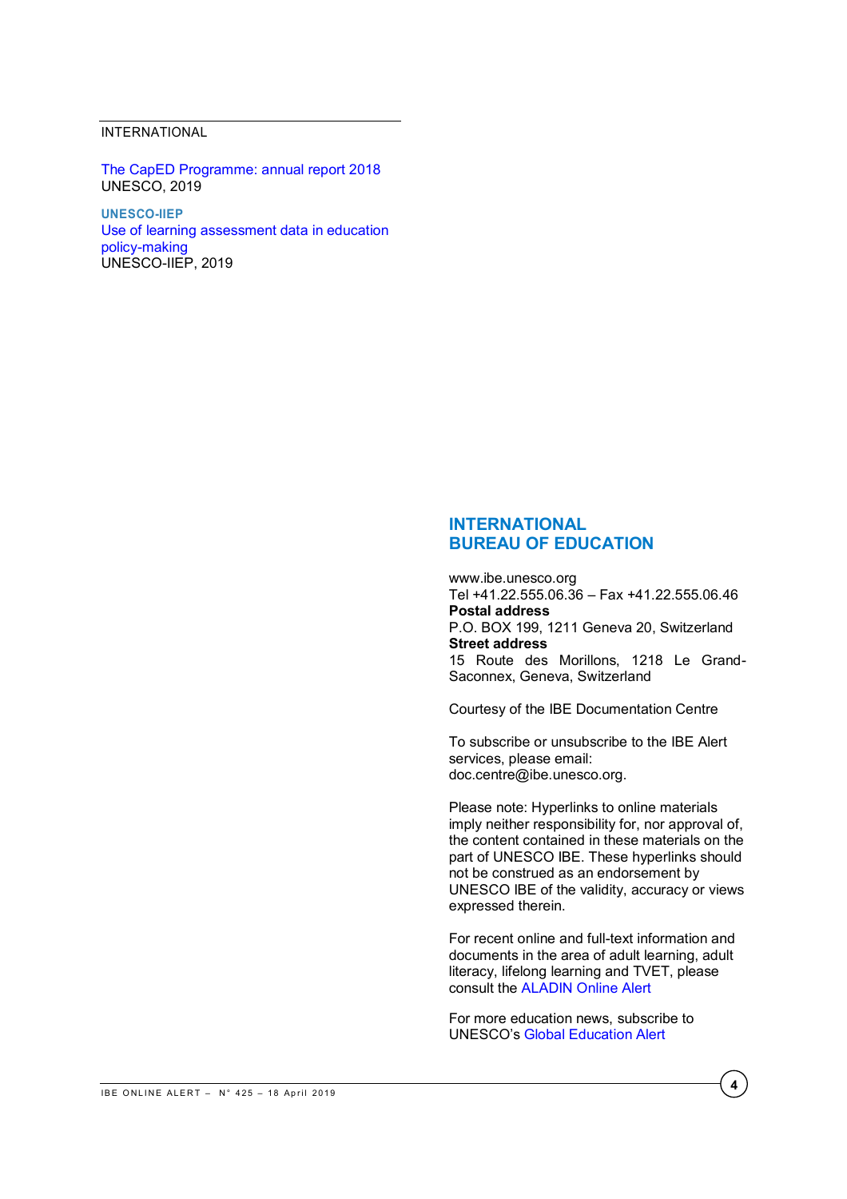INTERNATIONAL

The CapED Programme: annual report 2018
UNESCO, 2019

**UNESCO-IIEP**
Use of learning assessment data in education policy-making
UNESCO-IIEP, 2019

## INTERNATIONAL BUREAU OF EDUCATION

www.ibe.unesco.org
Tel +41.22.555.06.36 – Fax +41.22.555.06.46
**Postal address**
P.O. BOX 199, 1211 Geneva 20, Switzerland
**Street address**
15 Route des Morillons, 1218 Le Grand-Saconnex, Geneva, Switzerland

Courtesy of the IBE Documentation Centre

To subscribe or unsubscribe to the IBE Alert services, please email: doc.centre@ibe.unesco.org.

Please note: Hyperlinks to online materials imply neither responsibility for, nor approval of, the content contained in these materials on the part of UNESCO IBE. These hyperlinks should not be construed as an endorsement by UNESCO IBE of the validity, accuracy or views expressed therein.

For recent online and full-text information and documents in the area of adult learning, adult literacy, lifelong learning and TVET, please consult the ALADIN Online Alert

For more education news, subscribe to UNESCO's Global Education Alert